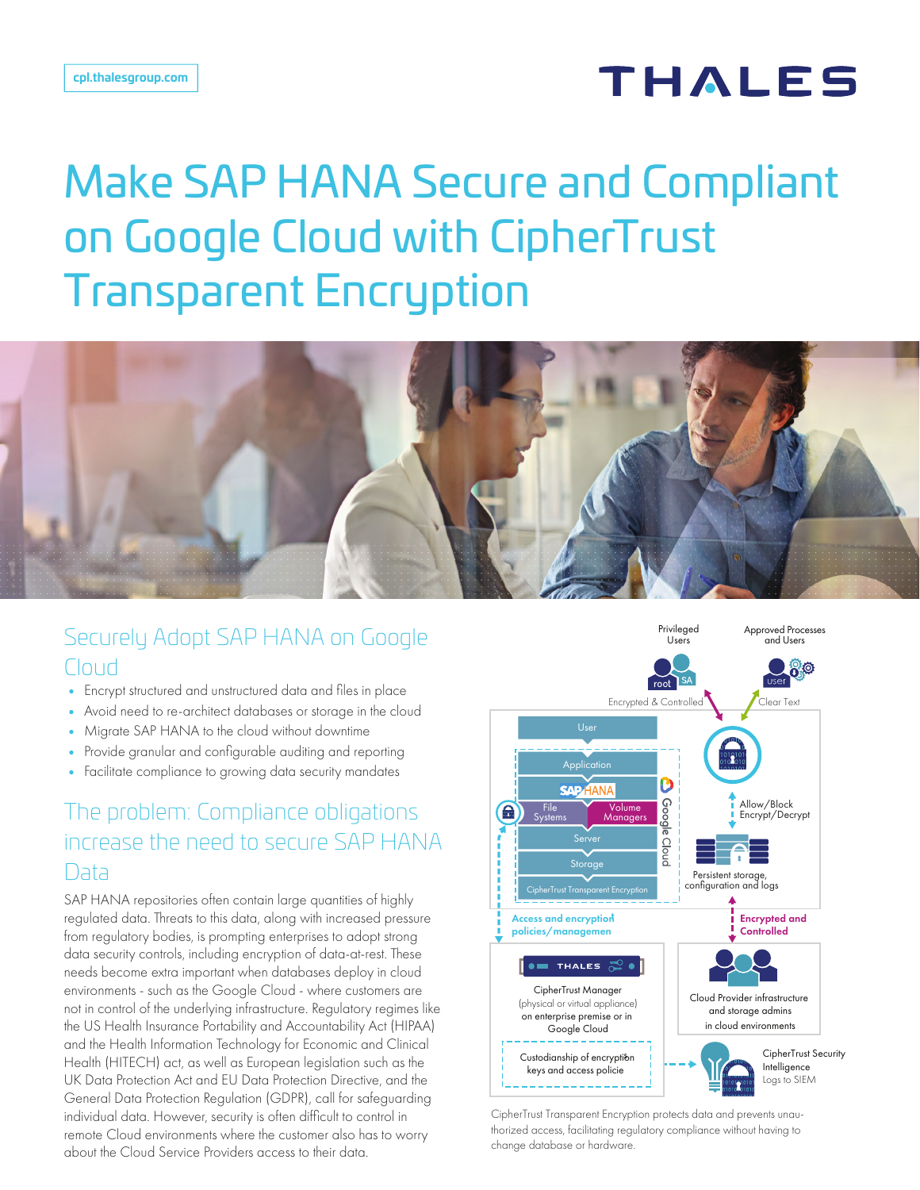cpl.thalesgroup.com

# Make SAP HANA Secure and Compliant on Google Cloud with CipherTrust Transparent Encryption

## Securely Adopt SAP HANA on Google Cloud

- Encrypt structured and unstructured data and files in place
- Avoid need to re-architect databases or storage in the cloud
- Migrate SAP HANA to the cloud without downtime
- Provide granular and configurable auditing and reporting
- Facilitate compliance to growing data security mandates

## The problem: Compliance obligations increase the need to secure SAP HANA Data

SAP HANA repositories often contain large quantities of highly regulated data. Threats to this data, along with increased pressure from regulatory bodies, is prompting enterprises to adopt strong data security controls, including encryption of data-at-rest. These needs become extra important when databases deploy in cloud environments - such as the Google Cloud - where customers are not in control of the underlying infrastructure. Regulatory regimes like the US Health Insurance Portability and Accountability Act (HIPAA) and the Health Information Technology for Economic and Clinical Health (HITECH) act, as well as European legislation such as the UK Data Protection Act and EU Data Protection Directive, and the General Data Protection Regulation (GDPR), call for safeguarding individual data. However, security is often difficult to control in remote Cloud environments where the customer also has to worry about the Cloud Service Providers access to their data.

CipherTrust Transparent Encryption protects data and prevents unauthorized access, facilitating regulatory compliance without having to change database or hardware.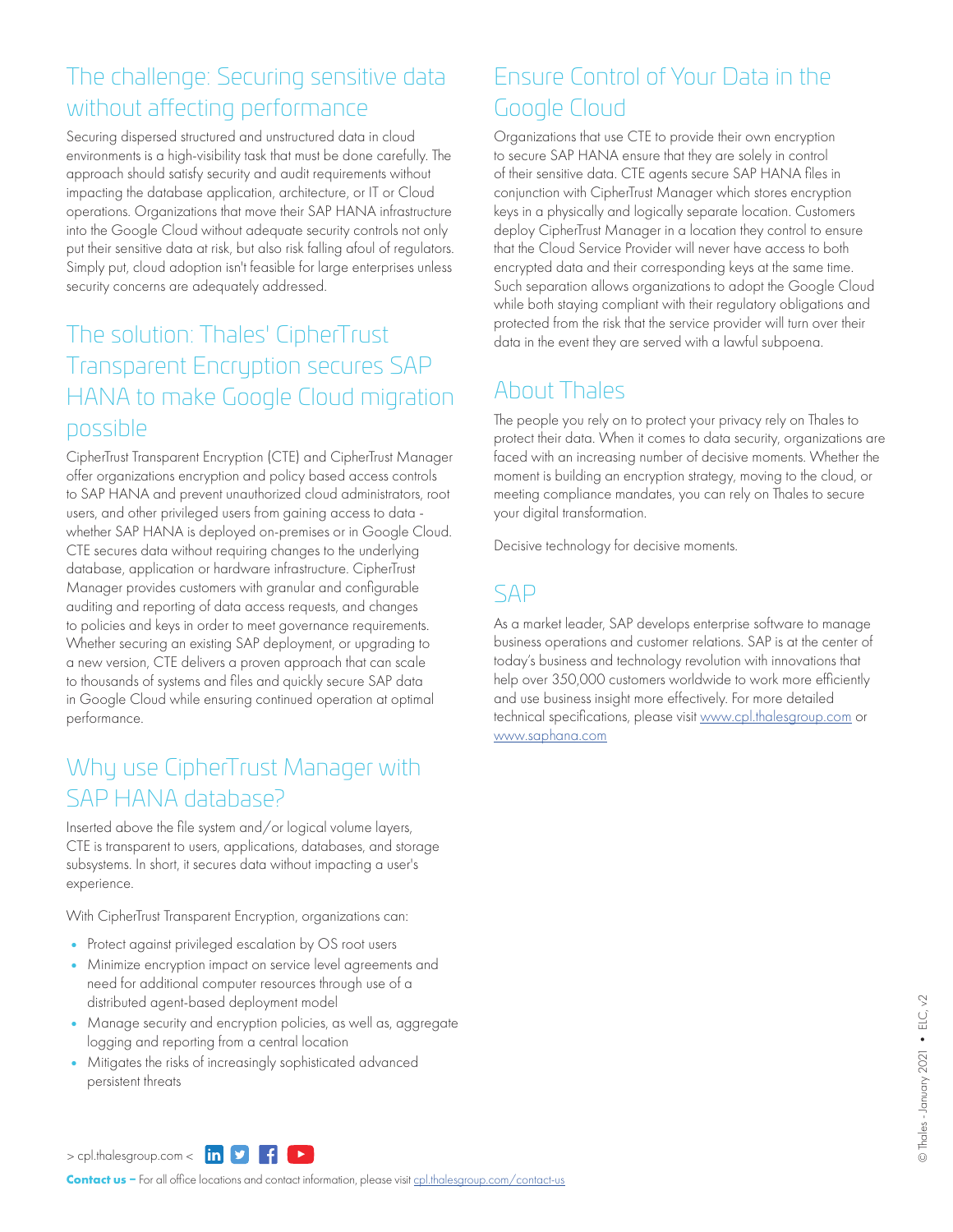## The challenge: Securing sensitive data without affecting performance

Securing dispersed structured and unstructured data in cloud environments is a high-visibility task that must be done carefully. The approach should satisfy security and audit requirements without impacting the database application, architecture, or IT or Cloud operations. Organizations that move their SAP HANA infrastructure into the Google Cloud without adequate security controls not only put their sensitive data at risk, but also risk falling afoul of regulators. Simply put, cloud adoption isn't feasible for large enterprises unless security concerns are adequately addressed.

## The solution: Thales' CipherTrust Transparent Encryption secures SAP HANA to make Google Cloud migration possible

CipherTrust Transparent Encryption (CTE) and CipherTrust Manager offer organizations encryption and policy based access controls to SAP HANA and prevent unauthorized cloud administrators, root users, and other privileged users from gaining access to data - whether SAP HANA is deployed on-premises or in Google Cloud. CTE secures data without requiring changes to the underlying database, application or hardware infrastructure. CipherTrust Manager provides customers with granular and configurable auditing and reporting of data access requests, and changes to policies and keys in order to meet governance requirements. Whether securing an existing SAP deployment, or upgrading to a new version, CTE delivers a proven approach that can scale to thousands of systems and files and quickly secure SAP data in Google Cloud while ensuring continued operation at optimal performance.

## Why use CipherTrust Manager with SAP HANA database?

Inserted above the file system and/or logical volume layers, CTE is transparent to users, applications, databases, and storage subsystems. In short, it secures data without impacting a user's experience.

With CipherTrust Transparent Encryption, organizations can:

- Protect against privileged escalation by OS root users
- Minimize encryption impact on service level agreements and need for additional computer resources through use of a distributed agent-based deployment model
- Manage security and encryption policies, as well as, aggregate logging and reporting from a central location
- Mitigates the risks of increasingly sophisticated advanced persistent threats

## Ensure Control of Your Data in the Google Cloud

Organizations that use CTE to provide their own encryption to secure SAP HANA ensure that they are solely in control of their sensitive data. CTE agents secure SAP HANA files in conjunction with CipherTrust Manager which stores encryption keys in a physically and logically separate location. Customers deploy CipherTrust Manager in a location they control to ensure that the Cloud Service Provider will never have access to both encrypted data and their corresponding keys at the same time. Such separation allows organizations to adopt the Google Cloud while both staying compliant with their regulatory obligations and protected from the risk that the service provider will turn over their data in the event they are served with a lawful subpoena.

## About Thales

The people you rely on to protect your privacy rely on Thales to protect their data. When it comes to data security, organizations are faced with an increasing number of decisive moments. Whether the moment is building an encryption strategy, moving to the cloud, or meeting compliance mandates, you can rely on Thales to secure your digital transformation.

Decisive technology for decisive moments.

## SAP

As a market leader, SAP develops enterprise software to manage business operations and customer relations. SAP is at the center of today's business and technology revolution with innovations that help over 350,000 customers worldwide to work more efficiently and use business insight more effectively. For more detailed technical specifications, please visit www.cpl.thalesgroup.com or www.saphana.com

> cpl.thalesgroup.com <

**Contact us –** For all office locations and contact information, please visit cpl.thalesgroup.com/contact-us

© Thales - January 2021 • ELC, v2